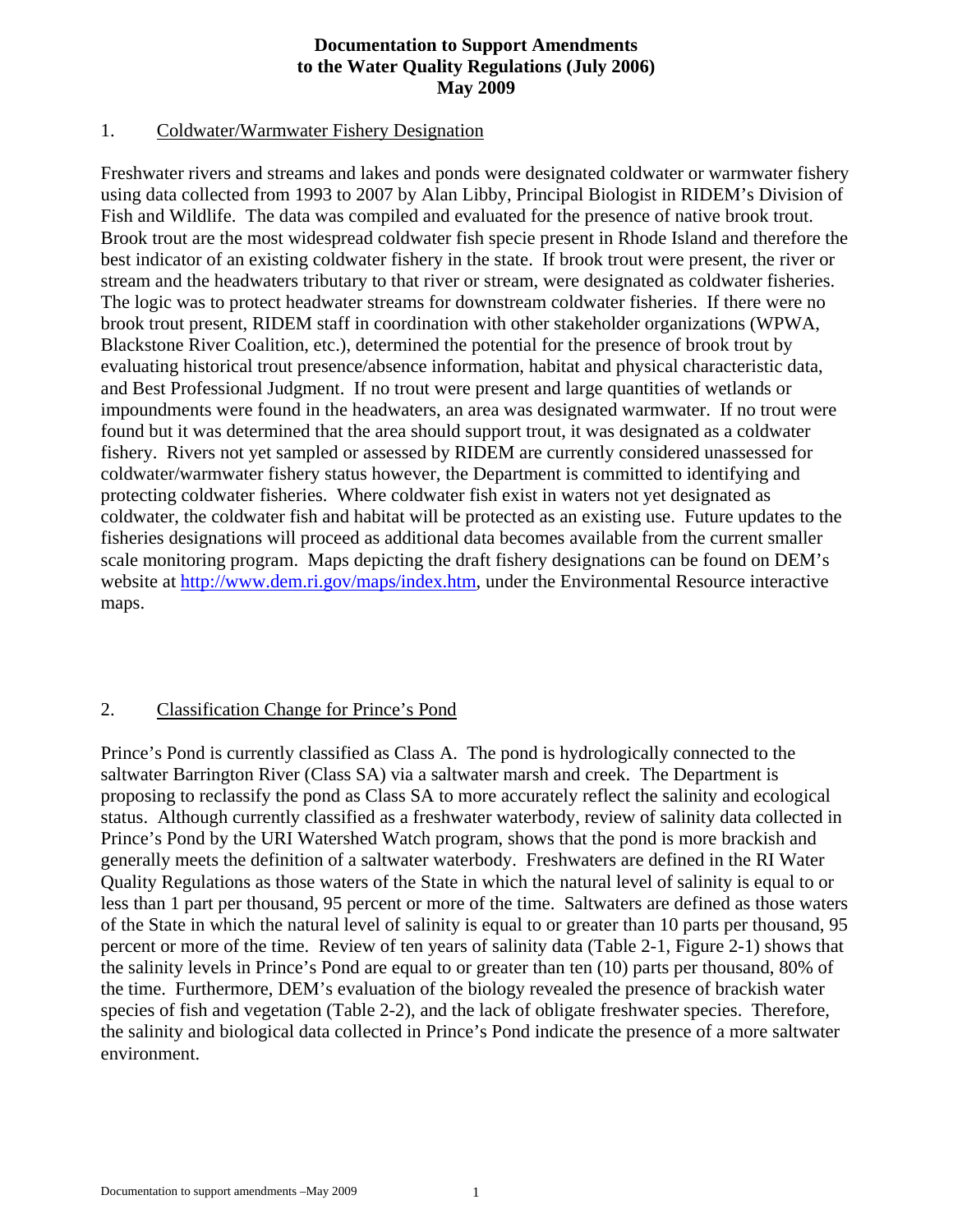# Documentation to Support Amendments to the Water Quality Regulations (July 2006) May 2009

## 1. Coldwater/Warmwater Fishery Designation

Freshwater rivers and streams and lakes and ponds were designated coldwater or warmwater fishery using data collected from 1993 to 2007 by Alan Libby, Principal Biologist in RIDEM's Division of Fish and Wildlife. The data was compiled and evaluated for the presence of native brook trout. Brook trout are the most widespread coldwater fish specie present in Rhode Island and therefore the best indicator of an existing coldwater fishery in the state. If brook trout were present, the river or stream and the headwaters tributary to that river or stream, were designated as coldwater fisheries. The logic was to protect headwater streams for downstream coldwater fisheries. If there were no brook trout present, RIDEM staff in coordination with other stakeholder organizations (WPWA, Blackstone River Coalition, etc.), determined the potential for the presence of brook trout by evaluating historical trout presence/absence information, habitat and physical characteristic data, and Best Professional Judgment. If no trout were present and large quantities of wetlands or impoundments were found in the headwaters, an area was designated warmwater. If no trout were found but it was determined that the area should support trout, it was designated as a coldwater fishery. Rivers not yet sampled or assessed by RIDEM are currently considered unassessed for coldwater/warmwater fishery status however, the Department is committed to identifying and protecting coldwater fisheries. Where coldwater fish exist in waters not yet designated as coldwater, the coldwater fish and habitat will be protected as an existing use. Future updates to the fisheries designations will proceed as additional data becomes available from the current smaller scale monitoring program. Maps depicting the draft fishery designations can be found on DEM's website at http://www.dem.ri.gov/maps/index.htm, under the Environmental Resource interactive maps.

## 2. Classification Change for Prince's Pond

Prince's Pond is currently classified as Class A. The pond is hydrologically connected to the saltwater Barrington River (Class SA) via a saltwater marsh and creek. The Department is proposing to reclassify the pond as Class SA to more accurately reflect the salinity and ecological status. Although currently classified as a freshwater waterbody, review of salinity data collected in Prince's Pond by the URI Watershed Watch program, shows that the pond is more brackish and generally meets the definition of a saltwater waterbody. Freshwaters are defined in the RI Water Quality Regulations as those waters of the State in which the natural level of salinity is equal to or less than 1 part per thousand, 95 percent or more of the time. Saltwaters are defined as those waters of the State in which the natural level of salinity is equal to or greater than 10 parts per thousand, 95 percent or more of the time. Review of ten years of salinity data (Table 2-1, Figure 2-1) shows that the salinity levels in Prince's Pond are equal to or greater than ten (10) parts per thousand, 80% of the time. Furthermore, DEM's evaluation of the biology revealed the presence of brackish water species of fish and vegetation (Table 2-2), and the lack of obligate freshwater species. Therefore, the salinity and biological data collected in Prince's Pond indicate the presence of a more saltwater environment.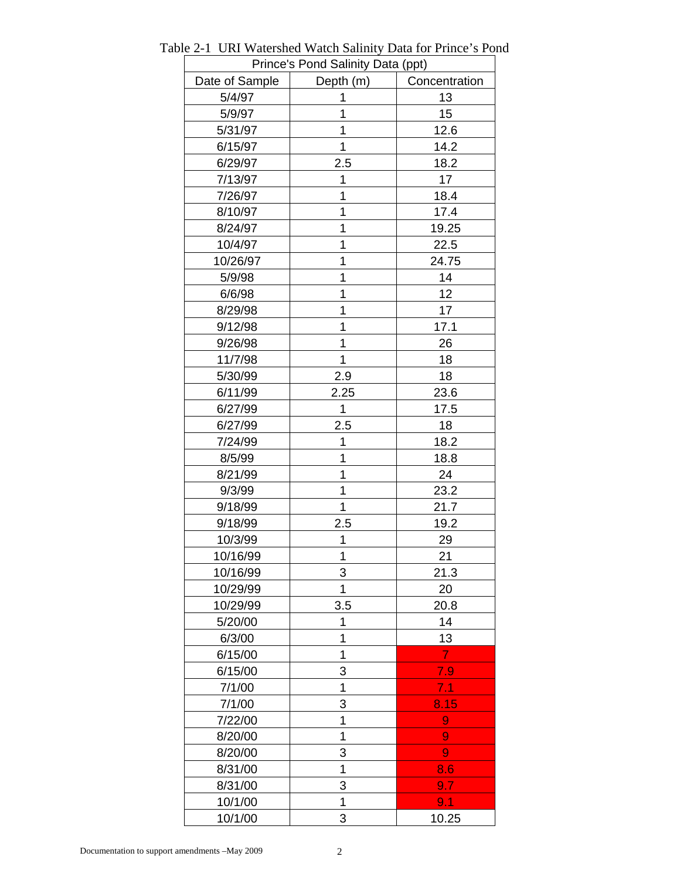Table 2-1 URI Watershed Watch Salinity Data for Prince's Pond

| Prince's Pond Salinity Data (ppt) | | |
|---|---|---|
| Date of Sample | Depth (m) | Concentration |
| 5/4/97 | 1 | 13 |
| 5/9/97 | 1 | 15 |
| 5/31/97 | 1 | 12.6 |
| 6/15/97 | 1 | 14.2 |
| 6/29/97 | 2.5 | 18.2 |
| 7/13/97 | 1 | 17 |
| 7/26/97 | 1 | 18.4 |
| 8/10/97 | 1 | 17.4 |
| 8/24/97 | 1 | 19.25 |
| 10/4/97 | 1 | 22.5 |
| 10/26/97 | 1 | 24.75 |
| 5/9/98 | 1 | 14 |
| 6/6/98 | 1 | 12 |
| 8/29/98 | 1 | 17 |
| 9/12/98 | 1 | 17.1 |
| 9/26/98 | 1 | 26 |
| 11/7/98 | 1 | 18 |
| 5/30/99 | 2.9 | 18 |
| 6/11/99 | 2.25 | 23.6 |
| 6/27/99 | 1 | 17.5 |
| 6/27/99 | 2.5 | 18 |
| 7/24/99 | 1 | 18.2 |
| 8/5/99 | 1 | 18.8 |
| 8/21/99 | 1 | 24 |
| 9/3/99 | 1 | 23.2 |
| 9/18/99 | 1 | 21.7 |
| 9/18/99 | 2.5 | 19.2 |
| 10/3/99 | 1 | 29 |
| 10/16/99 | 1 | 21 |
| 10/16/99 | 3 | 21.3 |
| 10/29/99 | 1 | 20 |
| 10/29/99 | 3.5 | 20.8 |
| 5/20/00 | 1 | 14 |
| 6/3/00 | 1 | 13 |
| 6/15/00 | 1 | 7 |
| 6/15/00 | 3 | 7.9 |
| 7/1/00 | 1 | 7.1 |
| 7/1/00 | 3 | 8.15 |
| 7/22/00 | 1 | 9 |
| 8/20/00 | 1 | 9 |
| 8/20/00 | 3 | 9 |
| 8/31/00 | 1 | 8.6 |
| 8/31/00 | 3 | 9.7 |
| 10/1/00 | 1 | 9.1 |
| 10/1/00 | 3 | 10.25 |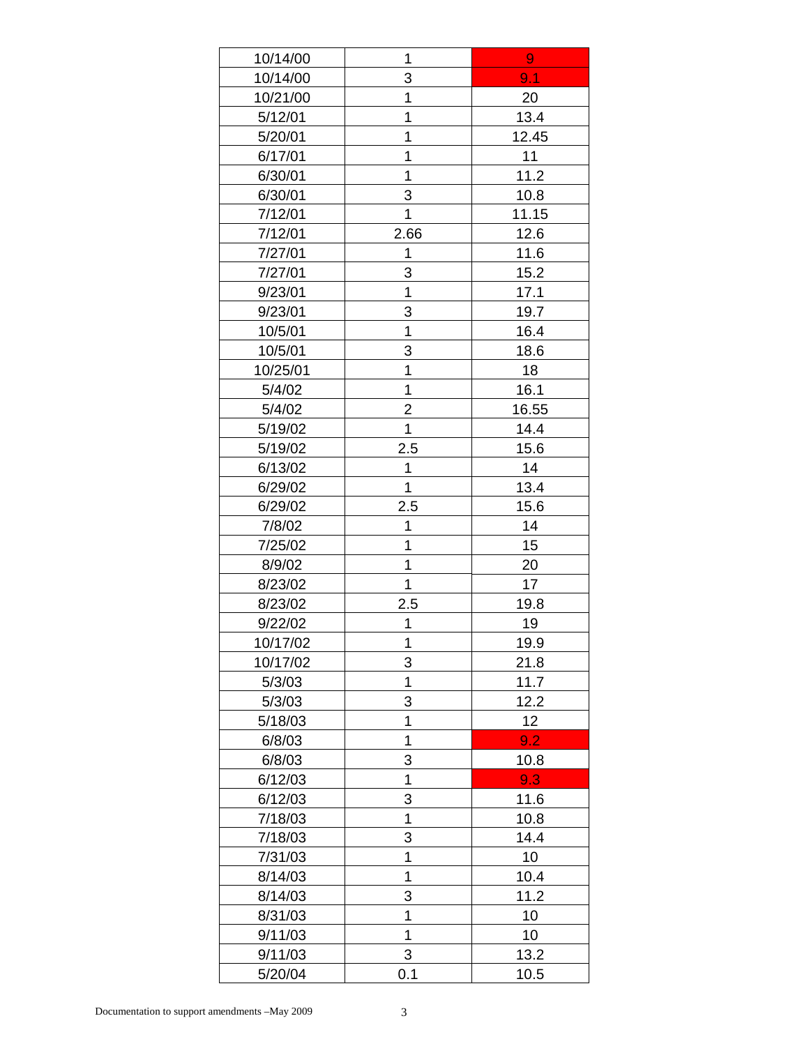| | | |
|---|---|---|
| 10/14/00 | 1 | 9 |
| 10/14/00 | 3 | 9.1 |
| 10/21/00 | 1 | 20 |
| 5/12/01 | 1 | 13.4 |
| 5/20/01 | 1 | 12.45 |
| 6/17/01 | 1 | 11 |
| 6/30/01 | 1 | 11.2 |
| 6/30/01 | 3 | 10.8 |
| 7/12/01 | 1 | 11.15 |
| 7/12/01 | 2.66 | 12.6 |
| 7/27/01 | 1 | 11.6 |
| 7/27/01 | 3 | 15.2 |
| 9/23/01 | 1 | 17.1 |
| 9/23/01 | 3 | 19.7 |
| 10/5/01 | 1 | 16.4 |
| 10/5/01 | 3 | 18.6 |
| 10/25/01 | 1 | 18 |
| 5/4/02 | 1 | 16.1 |
| 5/4/02 | 2 | 16.55 |
| 5/19/02 | 1 | 14.4 |
| 5/19/02 | 2.5 | 15.6 |
| 6/13/02 | 1 | 14 |
| 6/29/02 | 1 | 13.4 |
| 6/29/02 | 2.5 | 15.6 |
| 7/8/02 | 1 | 14 |
| 7/25/02 | 1 | 15 |
| 8/9/02 | 1 | 20 |
| 8/23/02 | 1 | 17 |
| 8/23/02 | 2.5 | 19.8 |
| 9/22/02 | 1 | 19 |
| 10/17/02 | 1 | 19.9 |
| 10/17/02 | 3 | 21.8 |
| 5/3/03 | 1 | 11.7 |
| 5/3/03 | 3 | 12.2 |
| 5/18/03 | 1 | 12 |
| 6/8/03 | 1 | 9.2 |
| 6/8/03 | 3 | 10.8 |
| 6/12/03 | 1 | 9.3 |
| 6/12/03 | 3 | 11.6 |
| 7/18/03 | 1 | 10.8 |
| 7/18/03 | 3 | 14.4 |
| 7/31/03 | 1 | 10 |
| 8/14/03 | 1 | 10.4 |
| 8/14/03 | 3 | 11.2 |
| 8/31/03 | 1 | 10 |
| 9/11/03 | 1 | 10 |
| 9/11/03 | 3 | 13.2 |
| 5/20/04 | 0.1 | 10.5 |

Documentation to support amendments –May 2009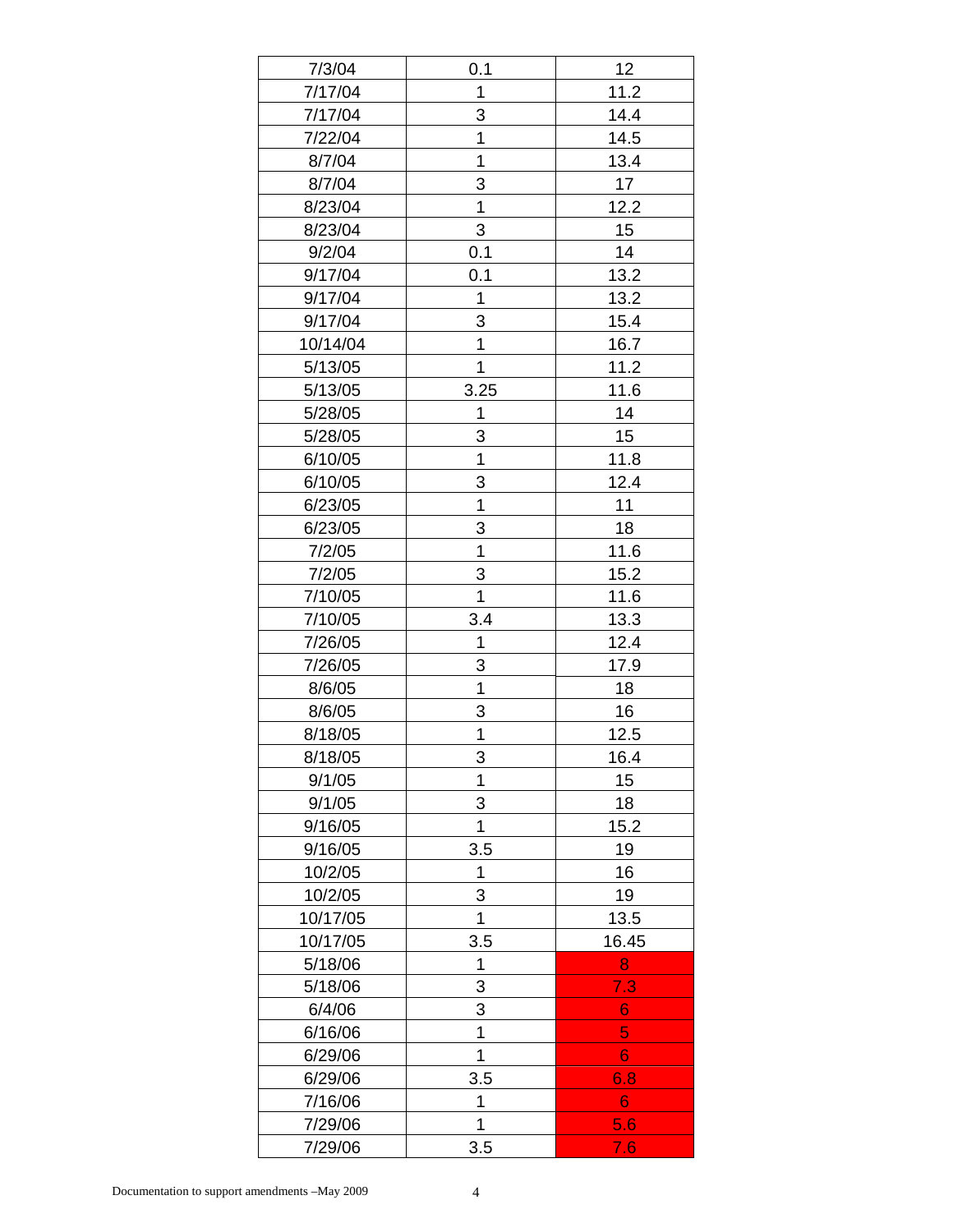| | | |
|---|---|---|
| 7/3/04 | 0.1 | 12 |
| 7/17/04 | 1 | 11.2 |
| 7/17/04 | 3 | 14.4 |
| 7/22/04 | 1 | 14.5 |
| 8/7/04 | 1 | 13.4 |
| 8/7/04 | 3 | 17 |
| 8/23/04 | 1 | 12.2 |
| 8/23/04 | 3 | 15 |
| 9/2/04 | 0.1 | 14 |
| 9/17/04 | 0.1 | 13.2 |
| 9/17/04 | 1 | 13.2 |
| 9/17/04 | 3 | 15.4 |
| 10/14/04 | 1 | 16.7 |
| 5/13/05 | 1 | 11.2 |
| 5/13/05 | 3.25 | 11.6 |
| 5/28/05 | 1 | 14 |
| 5/28/05 | 3 | 15 |
| 6/10/05 | 1 | 11.8 |
| 6/10/05 | 3 | 12.4 |
| 6/23/05 | 1 | 11 |
| 6/23/05 | 3 | 18 |
| 7/2/05 | 1 | 11.6 |
| 7/2/05 | 3 | 15.2 |
| 7/10/05 | 1 | 11.6 |
| 7/10/05 | 3.4 | 13.3 |
| 7/26/05 | 1 | 12.4 |
| 7/26/05 | 3 | 17.9 |
| 8/6/05 | 1 | 18 |
| 8/6/05 | 3 | 16 |
| 8/18/05 | 1 | 12.5 |
| 8/18/05 | 3 | 16.4 |
| 9/1/05 | 1 | 15 |
| 9/1/05 | 3 | 18 |
| 9/16/05 | 1 | 15.2 |
| 9/16/05 | 3.5 | 19 |
| 10/2/05 | 1 | 16 |
| 10/2/05 | 3 | 19 |
| 10/17/05 | 1 | 13.5 |
| 10/17/05 | 3.5 | 16.45 |
| 5/18/06 | 1 | 8 |
| 5/18/06 | 3 | 7.3 |
| 6/4/06 | 3 | 6 |
| 6/16/06 | 1 | 5 |
| 6/29/06 | 1 | 6 |
| 6/29/06 | 3.5 | 6.8 |
| 7/16/06 | 1 | 6 |
| 7/29/06 | 1 | 5.6 |
| 7/29/06 | 3.5 | 7.6 |

Documentation to support amendments –May 2009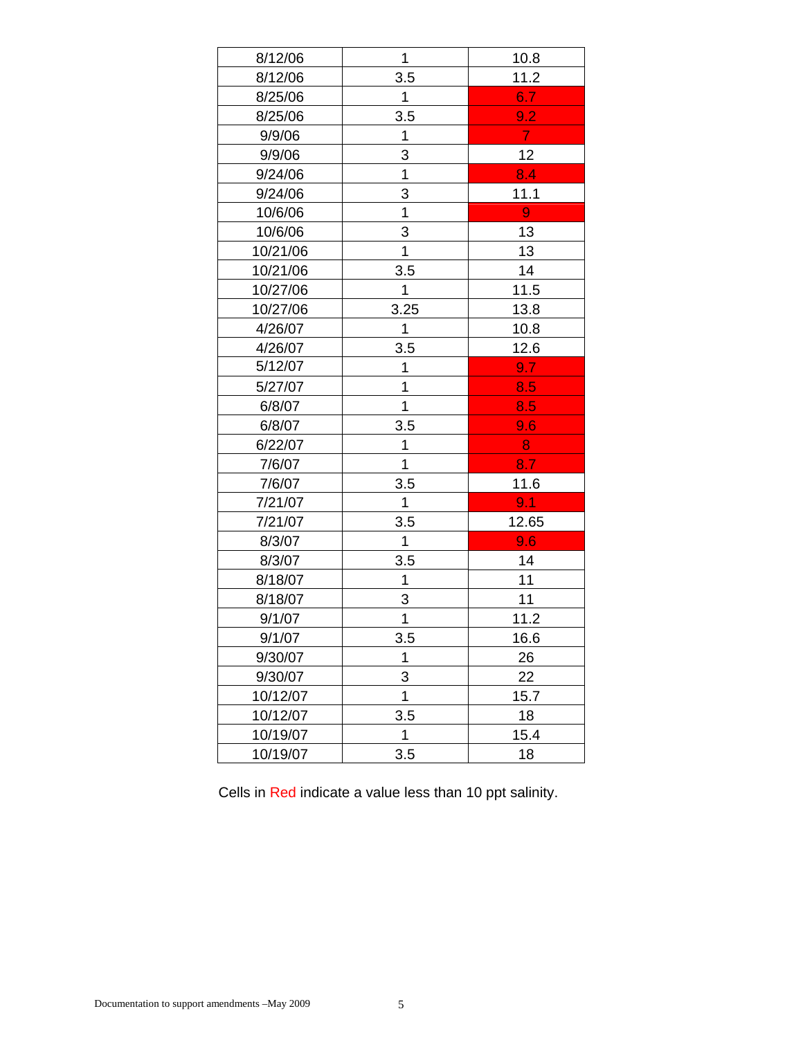| | | |
|---|---|---|
| 8/12/06 | 1 | 10.8 |
| 8/12/06 | 3.5 | 11.2 |
| 8/25/06 | 1 | 6.7 |
| 8/25/06 | 3.5 | 9.2 |
| 9/9/06 | 1 | 7 |
| 9/9/06 | 3 | 12 |
| 9/24/06 | 1 | 8.4 |
| 9/24/06 | 3 | 11.1 |
| 10/6/06 | 1 | 9 |
| 10/6/06 | 3 | 13 |
| 10/21/06 | 1 | 13 |
| 10/21/06 | 3.5 | 14 |
| 10/27/06 | 1 | 11.5 |
| 10/27/06 | 3.25 | 13.8 |
| 4/26/07 | 1 | 10.8 |
| 4/26/07 | 3.5 | 12.6 |
| 5/12/07 | 1 | 9.7 |
| 5/27/07 | 1 | 8.5 |
| 6/8/07 | 1 | 8.5 |
| 6/8/07 | 3.5 | 9.6 |
| 6/22/07 | 1 | 8 |
| 7/6/07 | 1 | 8.7 |
| 7/6/07 | 3.5 | 11.6 |
| 7/21/07 | 1 | 9.1 |
| 7/21/07 | 3.5 | 12.65 |
| 8/3/07 | 1 | 9.6 |
| 8/3/07 | 3.5 | 14 |
| 8/18/07 | 1 | 11 |
| 8/18/07 | 3 | 11 |
| 9/1/07 | 1 | 11.2 |
| 9/1/07 | 3.5 | 16.6 |
| 9/30/07 | 1 | 26 |
| 9/30/07 | 3 | 22 |
| 10/12/07 | 1 | 15.7 |
| 10/12/07 | 3.5 | 18 |
| 10/19/07 | 1 | 15.4 |
| 10/19/07 | 3.5 | 18 |

Cells in Red indicate a value less than 10 ppt salinity.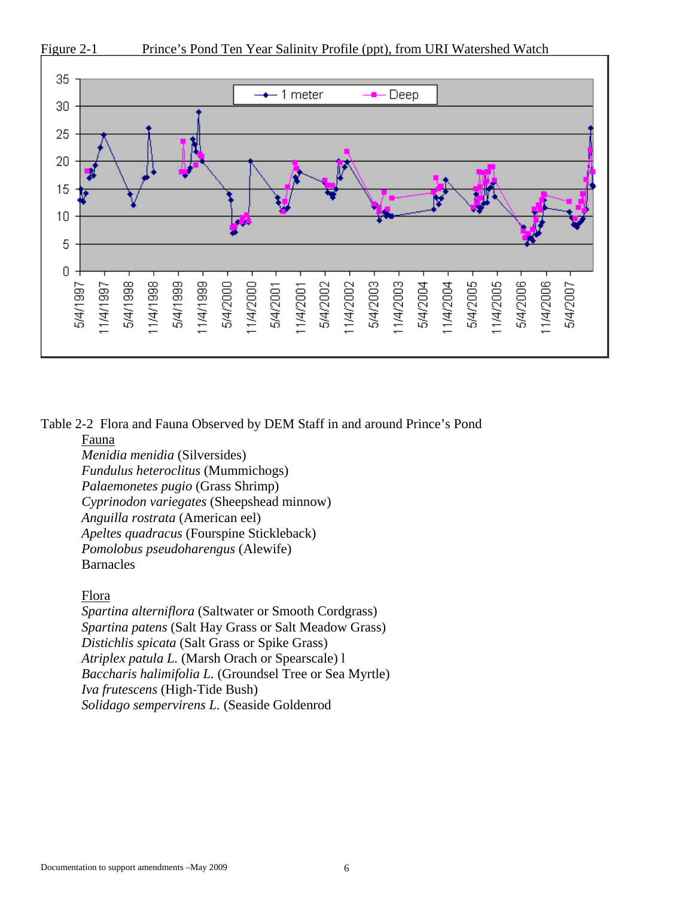Figure 2-1 Prince's Pond Ten Year Salinity Profile (ppt), from URI Watershed Watch

Table 2-2 Flora and Fauna Observed by DEM Staff in and around Prince's Pond

Fauna

*Menidia menidia* (Silversides)
*Fundulus heteroclitus* (Mummichogs)
*Palaemonetes pugio* (Grass Shrimp)
*Cyprinodon variegates* (Sheepshead minnow)
*Anguilla rostrata* (American eel)
*Apeltes quadracus* (Fourspine Stickleback)
*Pomolobus pseudoharengus* (Alewife)
Barnacles

Flora

*Spartina alterniflora* (Saltwater or Smooth Cordgrass)
*Spartina patens* (Salt Hay Grass or Salt Meadow Grass)
*Distichlis spicata* (Salt Grass or Spike Grass)
*Atriplex patula L.* (Marsh Orach or Spearscale) l
*Baccharis halimifolia L.* (Groundsel Tree or Sea Myrtle)
*Iva frutescens* (High-Tide Bush)
*Solidago sempervirens L.* (Seaside Goldenrod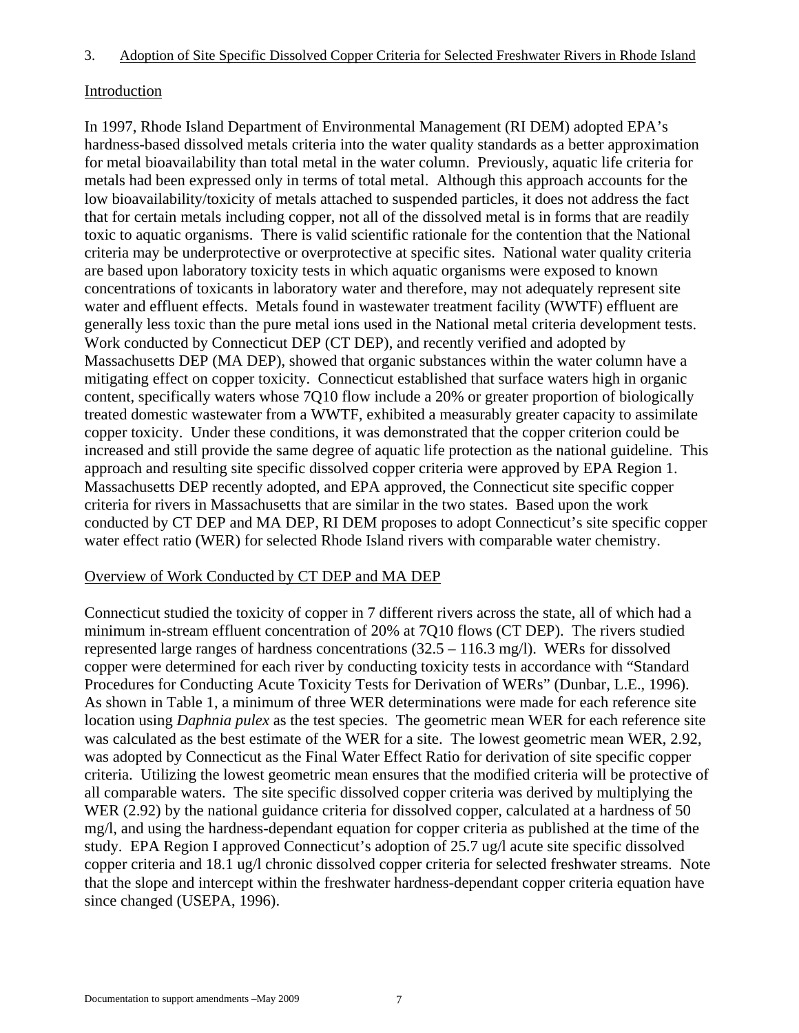## 3. Adoption of Site Specific Dissolved Copper Criteria for Selected Freshwater Rivers in Rhode Island

### Introduction

In 1997, Rhode Island Department of Environmental Management (RI DEM) adopted EPA's hardness-based dissolved metals criteria into the water quality standards as a better approximation for metal bioavailability than total metal in the water column. Previously, aquatic life criteria for metals had been expressed only in terms of total metal. Although this approach accounts for the low bioavailability/toxicity of metals attached to suspended particles, it does not address the fact that for certain metals including copper, not all of the dissolved metal is in forms that are readily toxic to aquatic organisms. There is valid scientific rationale for the contention that the National criteria may be underprotective or overprotective at specific sites. National water quality criteria are based upon laboratory toxicity tests in which aquatic organisms were exposed to known concentrations of toxicants in laboratory water and therefore, may not adequately represent site water and effluent effects. Metals found in wastewater treatment facility (WWTF) effluent are generally less toxic than the pure metal ions used in the National metal criteria development tests. Work conducted by Connecticut DEP (CT DEP), and recently verified and adopted by Massachusetts DEP (MA DEP), showed that organic substances within the water column have a mitigating effect on copper toxicity. Connecticut established that surface waters high in organic content, specifically waters whose 7Q10 flow include a 20% or greater proportion of biologically treated domestic wastewater from a WWTF, exhibited a measurably greater capacity to assimilate copper toxicity. Under these conditions, it was demonstrated that the copper criterion could be increased and still provide the same degree of aquatic life protection as the national guideline. This approach and resulting site specific dissolved copper criteria were approved by EPA Region 1. Massachusetts DEP recently adopted, and EPA approved, the Connecticut site specific copper criteria for rivers in Massachusetts that are similar in the two states. Based upon the work conducted by CT DEP and MA DEP, RI DEM proposes to adopt Connecticut's site specific copper water effect ratio (WER) for selected Rhode Island rivers with comparable water chemistry.

### Overview of Work Conducted by CT DEP and MA DEP

Connecticut studied the toxicity of copper in 7 different rivers across the state, all of which had a minimum in-stream effluent concentration of 20% at 7Q10 flows (CT DEP). The rivers studied represented large ranges of hardness concentrations (32.5 – 116.3 mg/l). WERs for dissolved copper were determined for each river by conducting toxicity tests in accordance with "Standard Procedures for Conducting Acute Toxicity Tests for Derivation of WERs" (Dunbar, L.E., 1996). As shown in Table 1, a minimum of three WER determinations were made for each reference site location using *Daphnia pulex* as the test species. The geometric mean WER for each reference site was calculated as the best estimate of the WER for a site. The lowest geometric mean WER, 2.92, was adopted by Connecticut as the Final Water Effect Ratio for derivation of site specific copper criteria. Utilizing the lowest geometric mean ensures that the modified criteria will be protective of all comparable waters. The site specific dissolved copper criteria was derived by multiplying the WER (2.92) by the national guidance criteria for dissolved copper, calculated at a hardness of 50 mg/l, and using the hardness-dependant equation for copper criteria as published at the time of the study. EPA Region I approved Connecticut's adoption of 25.7 ug/l acute site specific dissolved copper criteria and 18.1 ug/l chronic dissolved copper criteria for selected freshwater streams. Note that the slope and intercept within the freshwater hardness-dependant copper criteria equation have since changed (USEPA, 1996).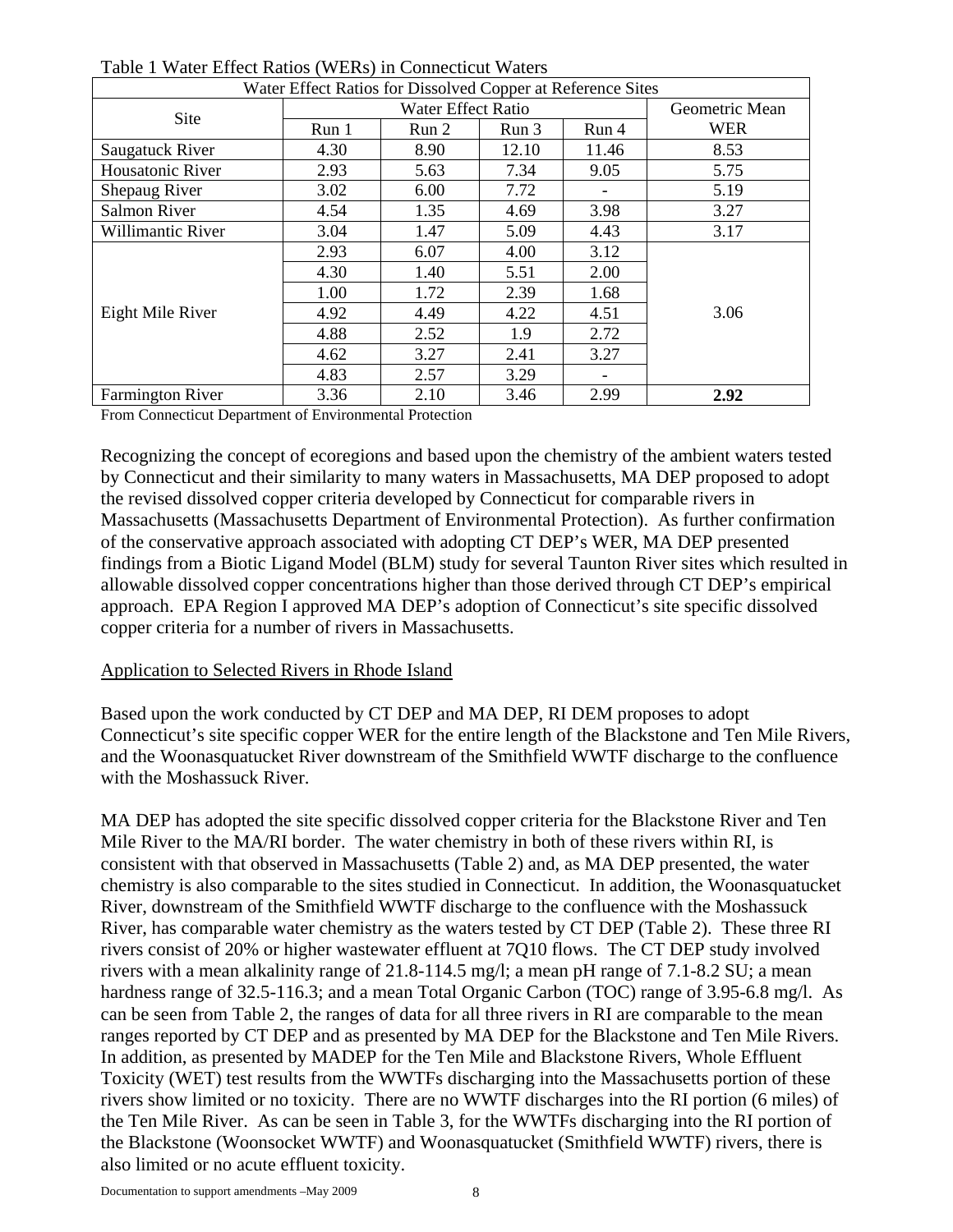Table 1 Water Effect Ratios (WERs) in Connecticut Waters

| Water Effect Ratios for Dissolved Copper at Reference Sites | | | | | |
|---|---|---|---|---|---|
| Site | Water Effect Ratio | | | | Geometric Mean |
| | Run 1 | Run 2 | Run 3 | Run 4 | WER |
| Saugatuck River | 4.30 | 8.90 | 12.10 | 11.46 | 8.53 |
| Housatonic River | 2.93 | 5.63 | 7.34 | 9.05 | 5.75 |
| Shepaug River | 3.02 | 6.00 | 7.72 | - | 5.19 |
| Salmon River | 4.54 | 1.35 | 4.69 | 3.98 | 3.27 |
| Willimantic River | 3.04 | 1.47 | 5.09 | 4.43 | 3.17 |
| Eight Mile River | 2.93 | 6.07 | 4.00 | 3.12 | 3.06 |
| | 4.30 | 1.40 | 5.51 | 2.00 | |
| | 1.00 | 1.72 | 2.39 | 1.68 | |
| | 4.92 | 4.49 | 4.22 | 4.51 | |
| | 4.88 | 2.52 | 1.9 | 2.72 | |
| | 4.62 | 3.27 | 2.41 | 3.27 | |
| | 4.83 | 2.57 | 3.29 | - | |
| Farmington River | 3.36 | 2.10 | 3.46 | 2.99 | **2.92** |

From Connecticut Department of Environmental Protection

Recognizing the concept of ecoregions and based upon the chemistry of the ambient waters tested by Connecticut and their similarity to many waters in Massachusetts, MA DEP proposed to adopt the revised dissolved copper criteria developed by Connecticut for comparable rivers in Massachusetts (Massachusetts Department of Environmental Protection). As further confirmation of the conservative approach associated with adopting CT DEP's WER, MA DEP presented findings from a Biotic Ligand Model (BLM) study for several Taunton River sites which resulted in allowable dissolved copper concentrations higher than those derived through CT DEP's empirical approach. EPA Region I approved MA DEP's adoption of Connecticut's site specific dissolved copper criteria for a number of rivers in Massachusetts.

## Application to Selected Rivers in Rhode Island

Based upon the work conducted by CT DEP and MA DEP, RI DEM proposes to adopt Connecticut's site specific copper WER for the entire length of the Blackstone and Ten Mile Rivers, and the Woonasquatucket River downstream of the Smithfield WWTF discharge to the confluence with the Moshassuck River.

MA DEP has adopted the site specific dissolved copper criteria for the Blackstone River and Ten Mile River to the MA/RI border. The water chemistry in both of these rivers within RI, is consistent with that observed in Massachusetts (Table 2) and, as MA DEP presented, the water chemistry is also comparable to the sites studied in Connecticut. In addition, the Woonasquatucket River, downstream of the Smithfield WWTF discharge to the confluence with the Moshassuck River, has comparable water chemistry as the waters tested by CT DEP (Table 2). These three RI rivers consist of 20% or higher wastewater effluent at 7Q10 flows. The CT DEP study involved rivers with a mean alkalinity range of 21.8-114.5 mg/l; a mean pH range of 7.1-8.2 SU; a mean hardness range of 32.5-116.3; and a mean Total Organic Carbon (TOC) range of 3.95-6.8 mg/l. As can be seen from Table 2, the ranges of data for all three rivers in RI are comparable to the mean ranges reported by CT DEP and as presented by MA DEP for the Blackstone and Ten Mile Rivers. In addition, as presented by MADEP for the Ten Mile and Blackstone Rivers, Whole Effluent Toxicity (WET) test results from the WWTFs discharging into the Massachusetts portion of these rivers show limited or no toxicity. There are no WWTF discharges into the RI portion (6 miles) of the Ten Mile River. As can be seen in Table 3, for the WWTFs discharging into the RI portion of the Blackstone (Woonsocket WWTF) and Woonasquatucket (Smithfield WWTF) rivers, there is also limited or no acute effluent toxicity.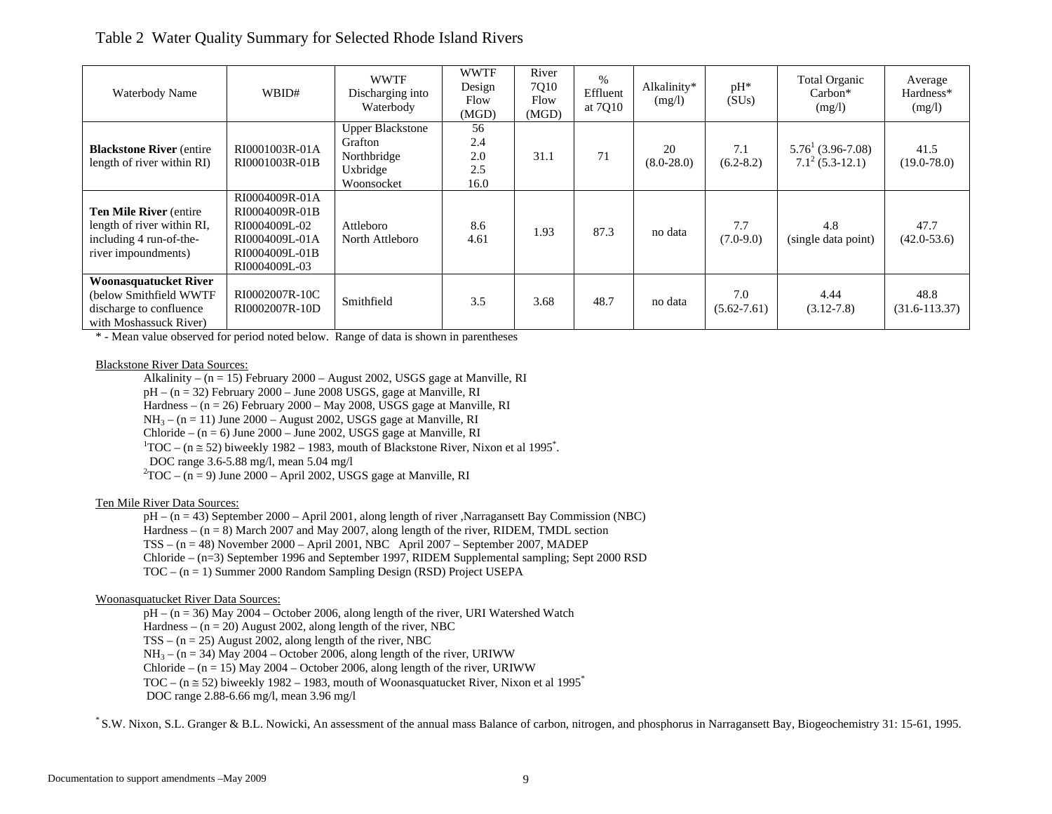Table 2 Water Quality Summary for Selected Rhode Island Rivers

| Waterbody Name | WBID# | WWTF Discharging into Waterbody | WWTF Design Flow (MGD) | River 7Q10 Flow (MGD) | % Effluent at 7Q10 | Alkalinity* (mg/l) | pH* (SUs) | Total Organic Carbon* (mg/l) | Average Hardness* (mg/l) |
|---|---|---|---|---|---|---|---|---|---|
| **Blackstone River** (entire length of river within RI) | RI0001003R-01A RI0001003R-01B | Upper Blackstone Grafton Northbridge Uxbridge Woonsocket | 56 2.4 2.0 2.5 16.0 | 31.1 | 71 | 20 (8.0-28.0) | 7.1 (6.2-8.2) | 5.76[1] (3.96-7.08) 7.1[2] (5.3-12.1) | 41.5 (19.0-78.0) |
| **Ten Mile River** (entire length of river within RI, including 4 run-of-the-river impoundments) | RI0004009R-01A RI0004009R-01B RI0004009L-02 RI0004009L-01A RI0004009L-01B RI0004009L-03 | Attleboro North Attleboro | 8.6 4.61 | 1.93 | 87.3 | no data | 7.7 (7.0-9.0) | 4.8 (single data point) | 47.7 (42.0-53.6) |
| **Woonasquatucket River** (below Smithfield WWTF discharge to confluence with Moshassuck River) | RI0002007R-10C RI0002007R-10D | Smithfield | 3.5 | 3.68 | 48.7 | no data | 7.0 (5.62-7.61) | 4.44 (3.12-7.8) | 48.8 (31.6-113.37) |

* - Mean value observed for period noted below. Range of data is shown in parentheses

Blackstone River Data Sources:

Alkalinity – (n = 15) February 2000 – August 2002, USGS gage at Manville, RI
pH – (n = 32) February 2000 – June 2008 USGS, gage at Manville, RI
Hardness – (n = 26) February 2000 – May 2008, USGS gage at Manville, RI
$NH_3$ – (n = 11) June 2000 – August 2002, USGS gage at Manville, RI
Chloride – (n = 6) June 2000 – June 2002, USGS gage at Manville, RI
[1]TOC – (n ≅ 52) biweekly 1982 – 1983, mouth of Blackstone River, Nixon et al 1995*.
DOC range 3.6-5.88 mg/l, mean 5.04 mg/l
[2]TOC – (n = 9) June 2000 – April 2002, USGS gage at Manville, RI

Ten Mile River Data Sources:

pH – (n = 43) September 2000 – April 2001, along length of river ,Narragansett Bay Commission (NBC)
Hardness – (n = 8) March 2007 and May 2007, along length of the river, RIDEM, TMDL section
TSS – (n = 48) November 2000 – April 2001, NBC April 2007 – September 2007, MADEP
Chloride – (n=3) September 1996 and September 1997, RIDEM Supplemental sampling; Sept 2000 RSD
TOC – (n = 1) Summer 2000 Random Sampling Design (RSD) Project USEPA

Woonasquatucket River Data Sources:

pH – (n = 36) May 2004 – October 2006, along length of the river, URI Watershed Watch
Hardness – (n = 20) August 2002, along length of the river, NBC
TSS – (n = 25) August 2002, along length of the river, NBC
$NH_3$ – (n = 34) May 2004 – October 2006, along length of the river, URIWW
Chloride – (n = 15) May 2004 – October 2006, along length of the river, URIWW
TOC – (n ≅ 52) biweekly 1982 – 1983, mouth of Woonasquatucket River, Nixon et al 1995*
DOC range 2.88-6.66 mg/l, mean 3.96 mg/l

* S.W. Nixon, S.L. Granger & B.L. Nowicki, An assessment of the annual mass Balance of carbon, nitrogen, and phosphorus in Narragansett Bay, Biogeochemistry 31: 15-61, 1995.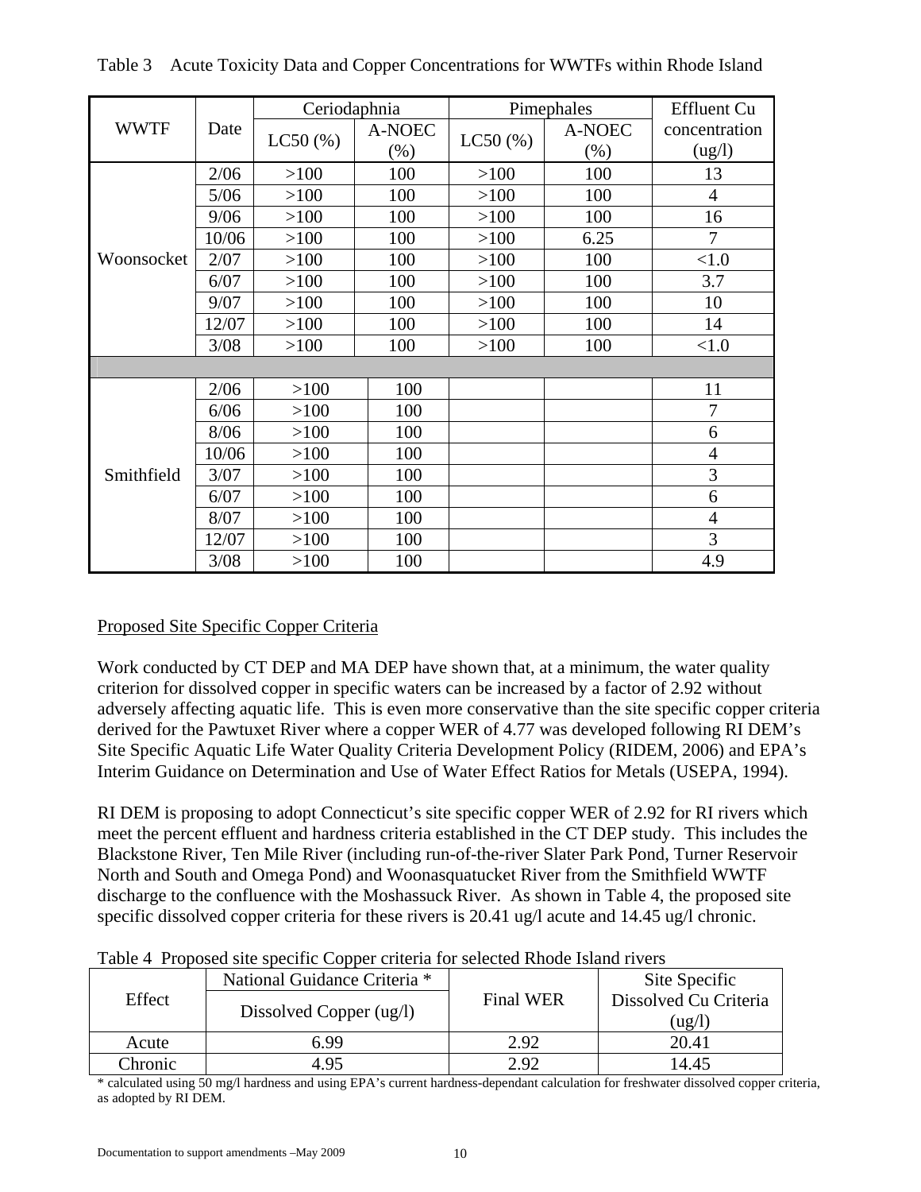Table 3 Acute Toxicity Data and Copper Concentrations for WWTFs within Rhode Island

| WWTF | Date | Ceriodaphnia | | Pimephales | | Effluent Cu concentration (ug/l) |
|---|---|---|---|---|---|---|
| | | LC50 (%) | A-NOEC (%) | LC50 (%) | A-NOEC (%) | |
| Woonsocket | 2/06 | >100 | 100 | >100 | 100 | 13 |
| | 5/06 | >100 | 100 | >100 | 100 | 4 |
| | 9/06 | >100 | 100 | >100 | 100 | 16 |
| | 10/06 | >100 | 100 | >100 | 6.25 | 7 |
| | 2/07 | >100 | 100 | >100 | 100 | <1.0 |
| | 6/07 | >100 | 100 | >100 | 100 | 3.7 |
| | 9/07 | >100 | 100 | >100 | 100 | 10 |
| | 12/07 | >100 | 100 | >100 | 100 | 14 |
| | 3/08 | >100 | 100 | >100 | 100 | <1.0 |
| | | | | | | |
| Smithfield | 2/06 | >100 | 100 | | | 11 |
| | 6/06 | >100 | 100 | | | 7 |
| | 8/06 | >100 | 100 | | | 6 |
| | 10/06 | >100 | 100 | | | 4 |
| | 3/07 | >100 | 100 | | | 3 |
| | 6/07 | >100 | 100 | | | 6 |
| | 8/07 | >100 | 100 | | | 4 |
| | 12/07 | >100 | 100 | | | 3 |
| | 3/08 | >100 | 100 | | | 4.9 |

Proposed Site Specific Copper Criteria

Work conducted by CT DEP and MA DEP have shown that, at a minimum, the water quality criterion for dissolved copper in specific waters can be increased by a factor of 2.92 without adversely affecting aquatic life. This is even more conservative than the site specific copper criteria derived for the Pawtuxet River where a copper WER of 4.77 was developed following RI DEM's Site Specific Aquatic Life Water Quality Criteria Development Policy (RIDEM, 2006) and EPA's Interim Guidance on Determination and Use of Water Effect Ratios for Metals (USEPA, 1994).

RI DEM is proposing to adopt Connecticut's site specific copper WER of 2.92 for RI rivers which meet the percent effluent and hardness criteria established in the CT DEP study. This includes the Blackstone River, Ten Mile River (including run-of-the-river Slater Park Pond, Turner Reservoir North and South and Omega Pond) and Woonasquatucket River from the Smithfield WWTF discharge to the confluence with the Moshassuck River. As shown in Table 4, the proposed site specific dissolved copper criteria for these rivers is 20.41 ug/l acute and 14.45 ug/l chronic.

Table 4 Proposed site specific Copper criteria for selected Rhode Island rivers

| Effect | National Guidance Criteria * | Final WER | Site Specific Dissolved Cu Criteria (ug/l) |
|---|---|---|---|
| | Dissolved Copper (ug/l) | | |
| Acute | 6.99 | 2.92 | 20.41 |
| Chronic | 4.95 | 2.92 | 14.45 |

* calculated using 50 mg/l hardness and using EPA's current hardness-dependant calculation for freshwater dissolved copper criteria, as adopted by RI DEM.